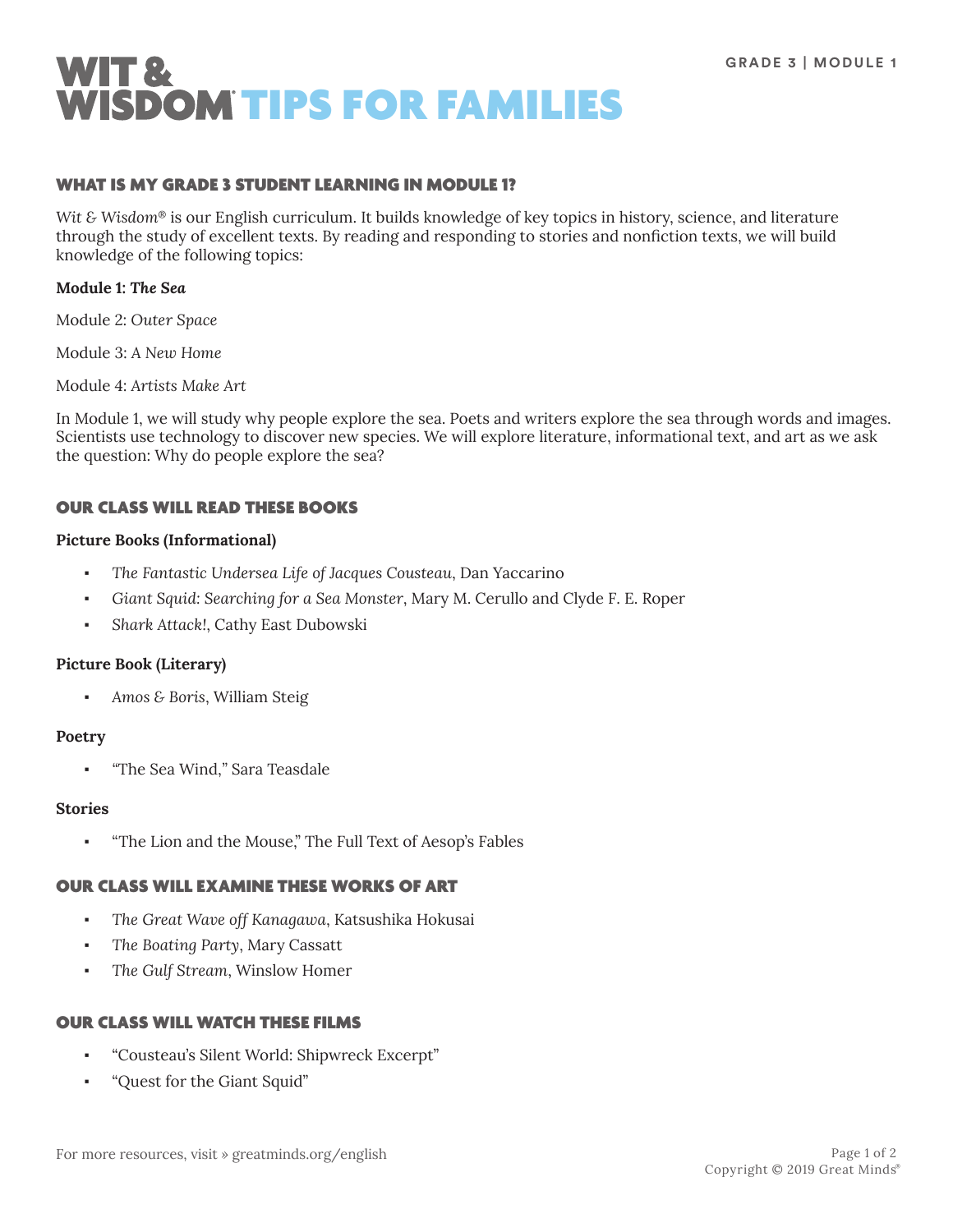GRADE 3 | MODULE 1

# WIT & WISDOM® TIPS FOR FAMILIES

## WHAT IS MY GRADE 3 STUDENT LEARNING IN MODULE 1?

*Wit & Wisdom®* is our English curriculum. It builds knowledge of key topics in history, science, and literature through the study of excellent texts. By reading and responding to stories and nonfiction texts, we will build knowledge of the following topics:

**Module 1: *The Sea***

Module 2: *Outer Space*

Module 3: *A New Home*

Module 4: *Artists Make Art*

In Module 1, we will study why people explore the sea. Poets and writers explore the sea through words and images. Scientists use technology to discover new species. We will explore literature, informational text, and art as we ask the question: Why do people explore the sea?

## OUR CLASS WILL READ THESE BOOKS

**Picture Books (Informational)**

- *The Fantastic Undersea Life of Jacques Cousteau*, Dan Yaccarino
- *Giant Squid: Searching for a Sea Monster*, Mary M. Cerullo and Clyde F. E. Roper
- *Shark Attack!*, Cathy East Dubowski

**Picture Book (Literary)**

- *Amos & Boris*, William Steig

**Poetry**

- "The Sea Wind," Sara Teasdale

**Stories**

- "The Lion and the Mouse," The Full Text of Aesop's Fables

## OUR CLASS WILL EXAMINE THESE WORKS OF ART

- *The Great Wave off Kanagawa*, Katsushika Hokusai
- *The Boating Party*, Mary Cassatt
- *The Gulf Stream*, Winslow Homer

## OUR CLASS WILL WATCH THESE FILMS

- "Cousteau's Silent World: Shipwreck Excerpt"
- "Quest for the Giant Squid"

For more resources, visit » greatminds.org/english

Copyright © 2019 Great Minds®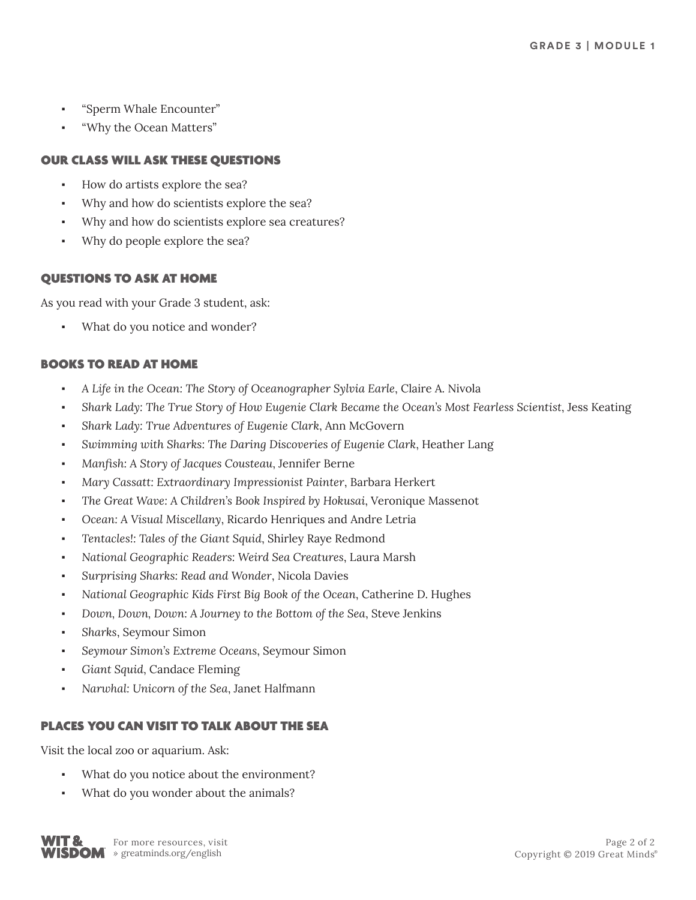- "Sperm Whale Encounter"
- "Why the Ocean Matters"

## OUR CLASS WILL ASK THESE QUESTIONS

- How do artists explore the sea?
- Why and how do scientists explore the sea?
- Why and how do scientists explore sea creatures?
- Why do people explore the sea?

## QUESTIONS TO ASK AT HOME

As you read with your Grade 3 student, ask:

- What do you notice and wonder?

## BOOKS TO READ AT HOME

- *A Life in the Ocean: The Story of Oceanographer Sylvia Earle*, Claire A. Nivola
- *Shark Lady: The True Story of How Eugenie Clark Became the Ocean's Most Fearless Scientist*, Jess Keating
- *Shark Lady: True Adventures of Eugenie Clark*, Ann McGovern
- *Swimming with Sharks: The Daring Discoveries of Eugenie Clark*, Heather Lang
- *Manfish: A Story of Jacques Cousteau*, Jennifer Berne
- *Mary Cassatt: Extraordinary Impressionist Painter*, Barbara Herkert
- *The Great Wave: A Children's Book Inspired by Hokusai*, Veronique Massenot
- *Ocean: A Visual Miscellany*, Ricardo Henriques and Andre Letria
- *Tentacles!: Tales of the Giant Squid*, Shirley Raye Redmond
- *National Geographic Readers: Weird Sea Creatures*, Laura Marsh
- *Surprising Sharks: Read and Wonder*, Nicola Davies
- *National Geographic Kids First Big Book of the Ocean*, Catherine D. Hughes
- *Down, Down, Down: A Journey to the Bottom of the Sea*, Steve Jenkins
- *Sharks*, Seymour Simon
- *Seymour Simon's Extreme Oceans*, Seymour Simon
- *Giant Squid*, Candace Fleming
- *Narwhal: Unicorn of the Sea*, Janet Halfmann

## PLACES YOU CAN VISIT TO TALK ABOUT THE SEA

Visit the local zoo or aquarium. Ask:

- What do you notice about the environment?
- What do you wonder about the animals?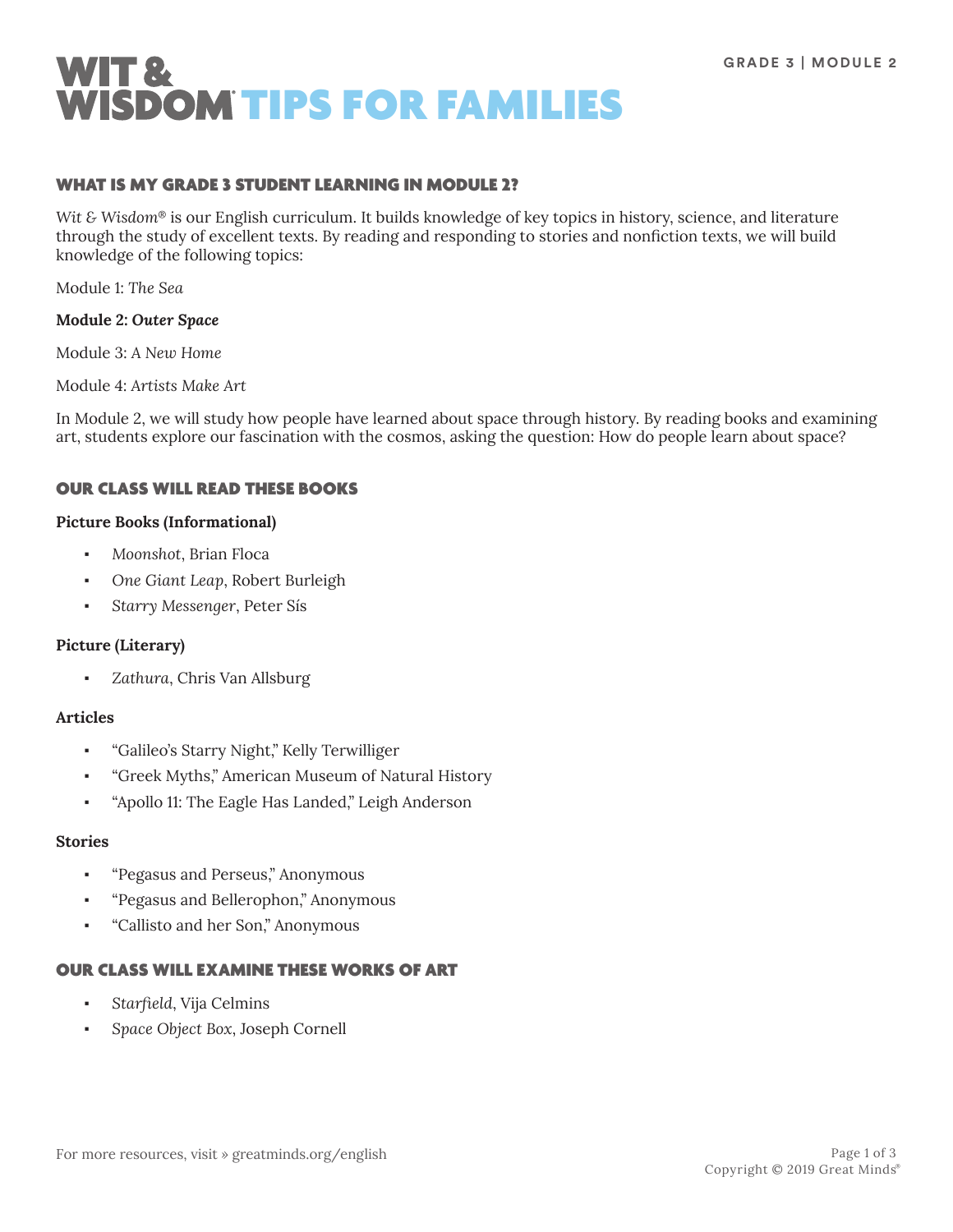# WIT & WISDOM TIPS FOR FAMILIES

**GRADE 3 | MODULE 2**

## WHAT IS MY GRADE 3 STUDENT LEARNING IN MODULE 2?

*Wit & Wisdom*® is our English curriculum. It builds knowledge of key topics in history, science, and literature through the study of excellent texts. By reading and responding to stories and nonfiction texts, we will build knowledge of the following topics:

Module 1: *The Sea*

**Module 2: *Outer Space***

Module 3: *A New Home*

Module 4: *Artists Make Art*

In Module 2, we will study how people have learned about space through history. By reading books and examining art, students explore our fascination with the cosmos, asking the question: How do people learn about space?

## OUR CLASS WILL READ THESE BOOKS

**Picture Books (Informational)**

- *Moonshot*, Brian Floca
- *One Giant Leap*, Robert Burleigh
- *Starry Messenger*, Peter Sís

**Picture (Literary)**

- *Zathura*, Chris Van Allsburg

**Articles**

- "Galileo's Starry Night," Kelly Terwilliger
- "Greek Myths," American Museum of Natural History
- "Apollo 11: The Eagle Has Landed," Leigh Anderson

**Stories**

- "Pegasus and Perseus," Anonymous
- "Pegasus and Bellerophon," Anonymous
- "Callisto and her Son," Anonymous

## OUR CLASS WILL EXAMINE THESE WORKS OF ART

- *Starfield*, Vija Celmins
- *Space Object Box*, Joseph Cornell

For more resources, visit » greatminds.org/english

Copyright © 2019 Great Minds®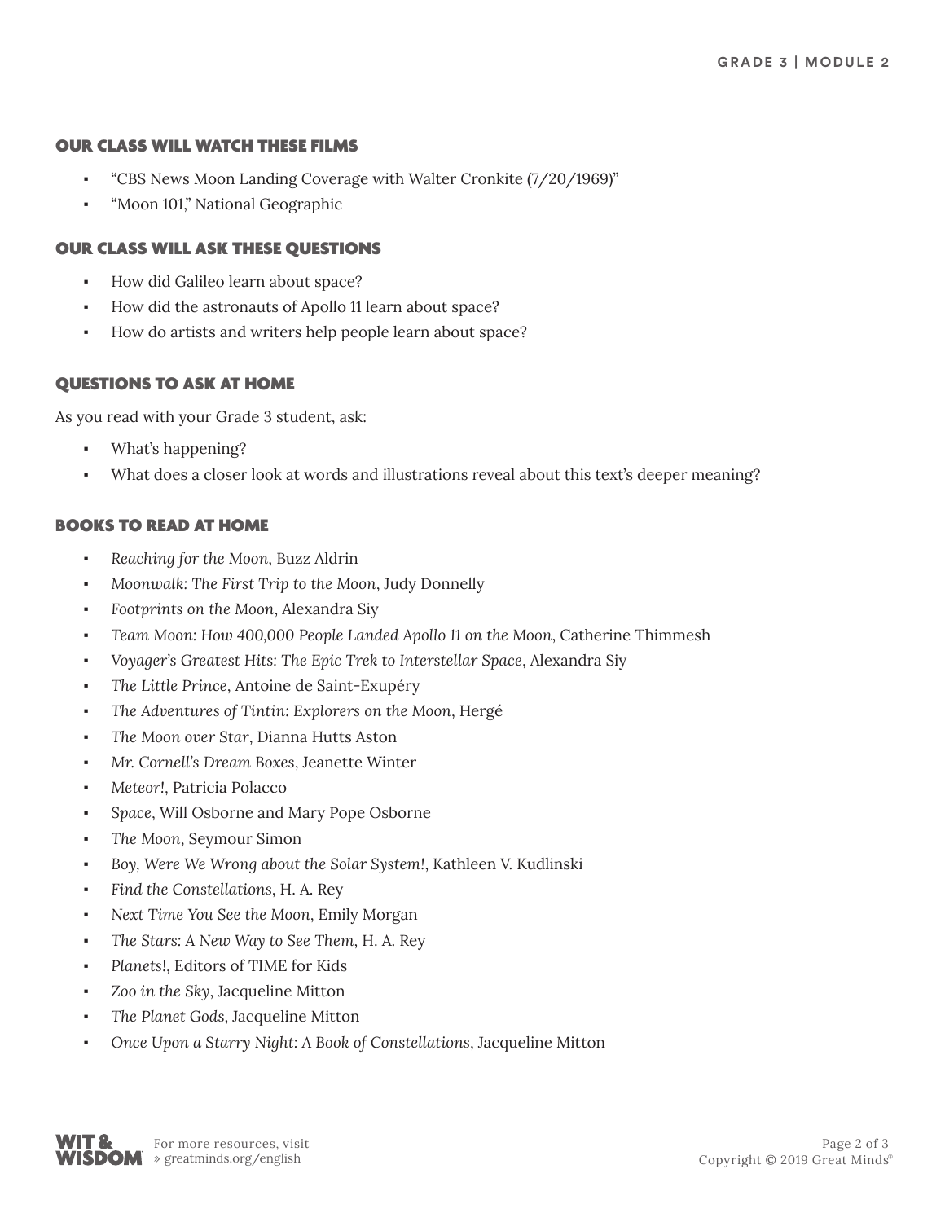## OUR CLASS WILL WATCH THESE FILMS

- "CBS News Moon Landing Coverage with Walter Cronkite (7/20/1969)"
- "Moon 101," National Geographic

## OUR CLASS WILL ASK THESE QUESTIONS

- How did Galileo learn about space?
- How did the astronauts of Apollo 11 learn about space?
- How do artists and writers help people learn about space?

## QUESTIONS TO ASK AT HOME

As you read with your Grade 3 student, ask:

- What's happening?
- What does a closer look at words and illustrations reveal about this text's deeper meaning?

## BOOKS TO READ AT HOME

- *Reaching for the Moon*, Buzz Aldrin
- *Moonwalk: The First Trip to the Moon*, Judy Donnelly
- *Footprints on the Moon*, Alexandra Siy
- *Team Moon: How 400,000 People Landed Apollo 11 on the Moon*, Catherine Thimmesh
- *Voyager's Greatest Hits: The Epic Trek to Interstellar Space*, Alexandra Siy
- *The Little Prince*, Antoine de Saint-Exupéry
- *The Adventures of Tintin: Explorers on the Moon*, Hergé
- *The Moon over Star*, Dianna Hutts Aston
- *Mr. Cornell's Dream Boxes*, Jeanette Winter
- *Meteor!*, Patricia Polacco
- *Space*, Will Osborne and Mary Pope Osborne
- *The Moon*, Seymour Simon
- *Boy, Were We Wrong about the Solar System!*, Kathleen V. Kudlinski
- *Find the Constellations*, H. A. Rey
- *Next Time You See the Moon*, Emily Morgan
- *The Stars: A New Way to See Them*, H. A. Rey
- *Planets!*, Editors of TIME for Kids
- *Zoo in the Sky*, Jacqueline Mitton
- *The Planet Gods*, Jacqueline Mitton
- *Once Upon a Starry Night: A Book of Constellations*, Jacqueline Mitton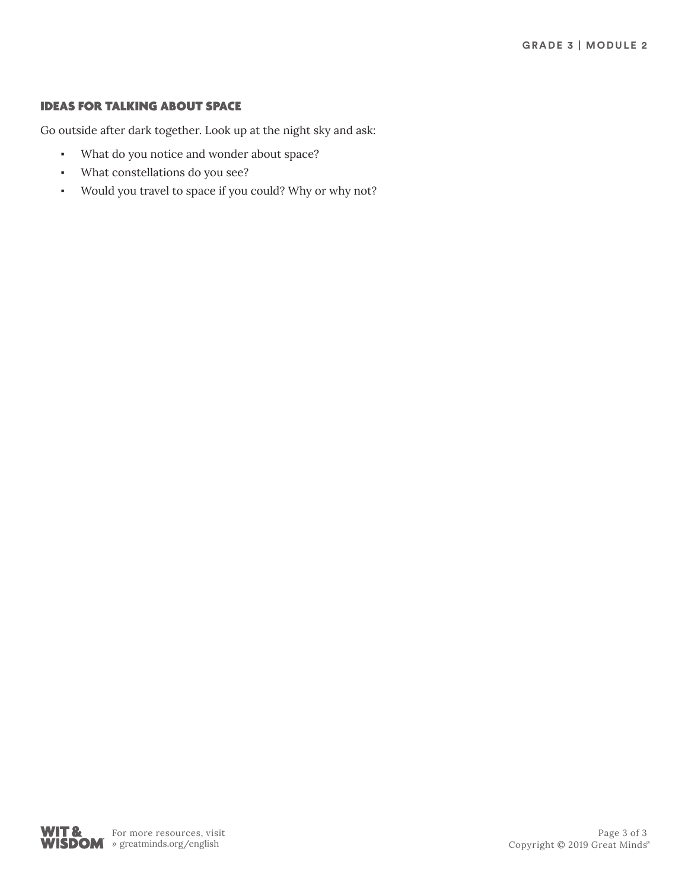## IDEAS FOR TALKING ABOUT SPACE

Go outside after dark together. Look up at the night sky and ask:

- What do you notice and wonder about space?
- What constellations do you see?
- Would you travel to space if you could? Why or why not?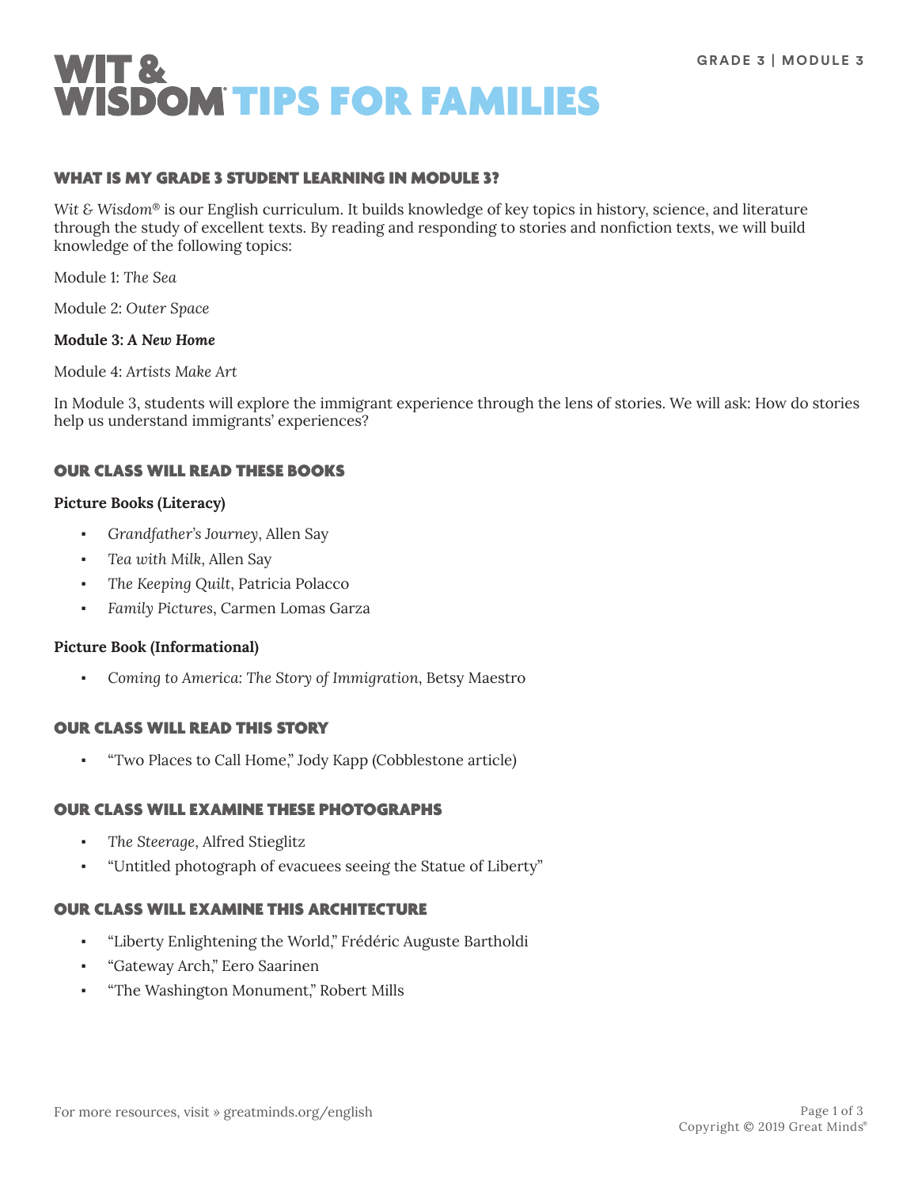# WIT & WISDOM® TIPS FOR FAMILIES

GRADE 3 | MODULE 3

## WHAT IS MY GRADE 3 STUDENT LEARNING IN MODULE 3?

*Wit & Wisdom*® is our English curriculum. It builds knowledge of key topics in history, science, and literature through the study of excellent texts. By reading and responding to stories and nonfiction texts, we will build knowledge of the following topics:

Module 1: *The Sea*

Module 2: *Outer Space*

**Module 3: *A New Home***

Module 4: *Artists Make Art*

In Module 3, students will explore the immigrant experience through the lens of stories. We will ask: How do stories help us understand immigrants' experiences?

## OUR CLASS WILL READ THESE BOOKS

**Picture Books (Literacy)**

- *Grandfather's Journey*, Allen Say
- *Tea with Milk*, Allen Say
- *The Keeping Quilt*, Patricia Polacco
- *Family Pictures*, Carmen Lomas Garza

**Picture Book (Informational)**

- *Coming to America: The Story of Immigration*, Betsy Maestro

## OUR CLASS WILL READ THIS STORY

- "Two Places to Call Home," Jody Kapp (Cobblestone article)

## OUR CLASS WILL EXAMINE THESE PHOTOGRAPHS

- *The Steerage*, Alfred Stieglitz
- "Untitled photograph of evacuees seeing the Statue of Liberty"

## OUR CLASS WILL EXAMINE THIS ARCHITECTURE

- "Liberty Enlightening the World," Frédéric Auguste Bartholdi
- "Gateway Arch," Eero Saarinen
- "The Washington Monument," Robert Mills

For more resources, visit » greatminds.org/english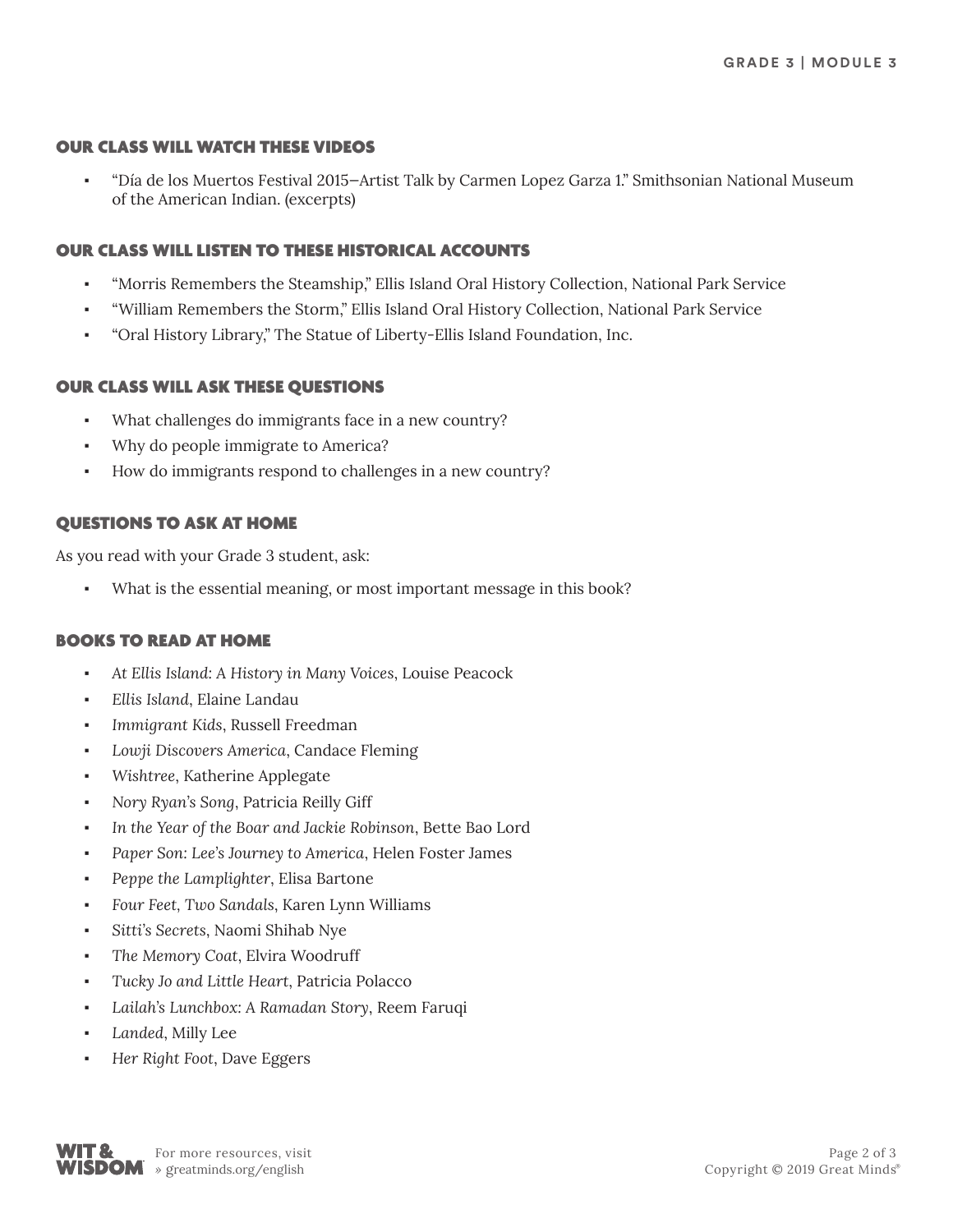## OUR CLASS WILL WATCH THESE VIDEOS

- "Día de los Muertos Festival 2015–Artist Talk by Carmen Lopez Garza 1." Smithsonian National Museum of the American Indian. (excerpts)

## OUR CLASS WILL LISTEN TO THESE HISTORICAL ACCOUNTS

- "Morris Remembers the Steamship," Ellis Island Oral History Collection, National Park Service
- "William Remembers the Storm," Ellis Island Oral History Collection, National Park Service
- "Oral History Library," The Statue of Liberty-Ellis Island Foundation, Inc.

## OUR CLASS WILL ASK THESE QUESTIONS

- What challenges do immigrants face in a new country?
- Why do people immigrate to America?
- How do immigrants respond to challenges in a new country?

## QUESTIONS TO ASK AT HOME

As you read with your Grade 3 student, ask:

- What is the essential meaning, or most important message in this book?

## BOOKS TO READ AT HOME

- *At Ellis Island: A History in Many Voices*, Louise Peacock
- *Ellis Island*, Elaine Landau
- *Immigrant Kids*, Russell Freedman
- *Lowji Discovers America*, Candace Fleming
- *Wishtree*, Katherine Applegate
- *Nory Ryan's Song*, Patricia Reilly Giff
- *In the Year of the Boar and Jackie Robinson*, Bette Bao Lord
- *Paper Son: Lee's Journey to America*, Helen Foster James
- *Peppe the Lamplighter*, Elisa Bartone
- *Four Feet, Two Sandals*, Karen Lynn Williams
- *Sitti's Secrets*, Naomi Shihab Nye
- *The Memory Coat*, Elvira Woodruff
- *Tucky Jo and Little Heart*, Patricia Polacco
- *Lailah's Lunchbox: A Ramadan Story*, Reem Faruqi
- *Landed*, Milly Lee
- *Her Right Foot*, Dave Eggers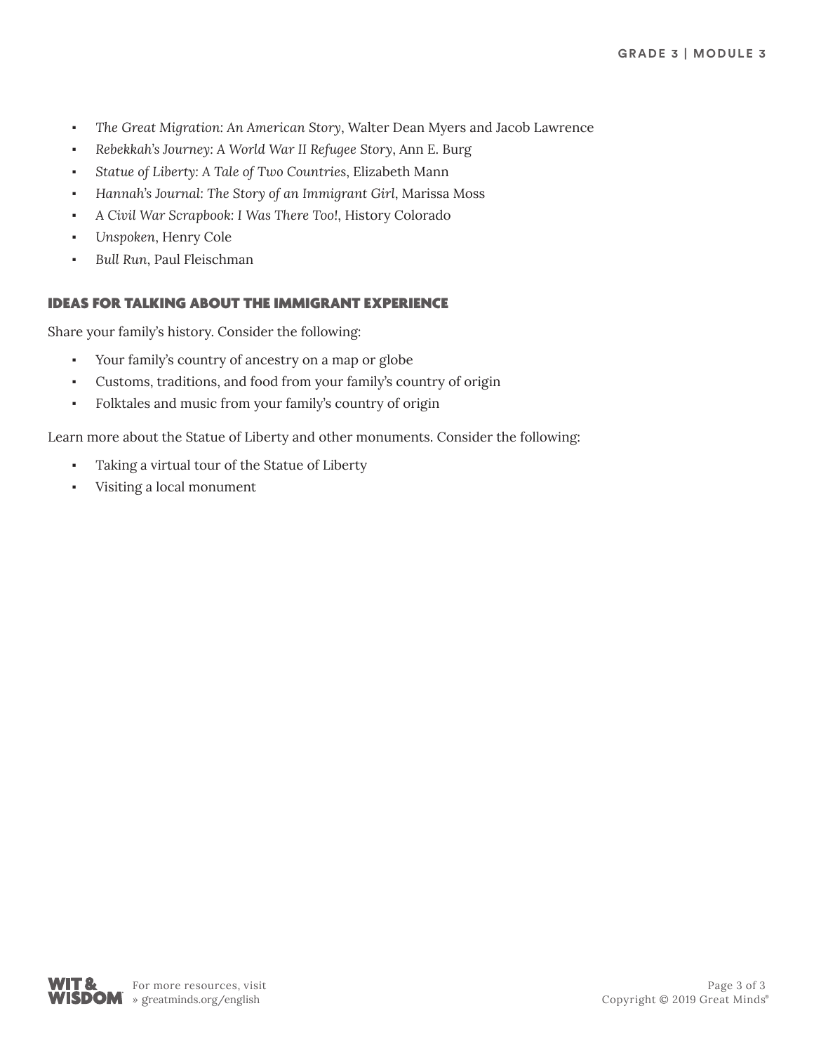- *The Great Migration: An American Story*, Walter Dean Myers and Jacob Lawrence
- *Rebekkah's Journey: A World War II Refugee Story*, Ann E. Burg
- *Statue of Liberty: A Tale of Two Countries*, Elizabeth Mann
- *Hannah's Journal: The Story of an Immigrant Girl*, Marissa Moss
- *A Civil War Scrapbook: I Was There Too!*, History Colorado
- *Unspoken*, Henry Cole
- *Bull Run*, Paul Fleischman

## IDEAS FOR TALKING ABOUT THE IMMIGRANT EXPERIENCE

Share your family's history. Consider the following:

- Your family's country of ancestry on a map or globe
- Customs, traditions, and food from your family's country of origin
- Folktales and music from your family's country of origin

Learn more about the Statue of Liberty and other monuments. Consider the following:

- Taking a virtual tour of the Statue of Liberty
- Visiting a local monument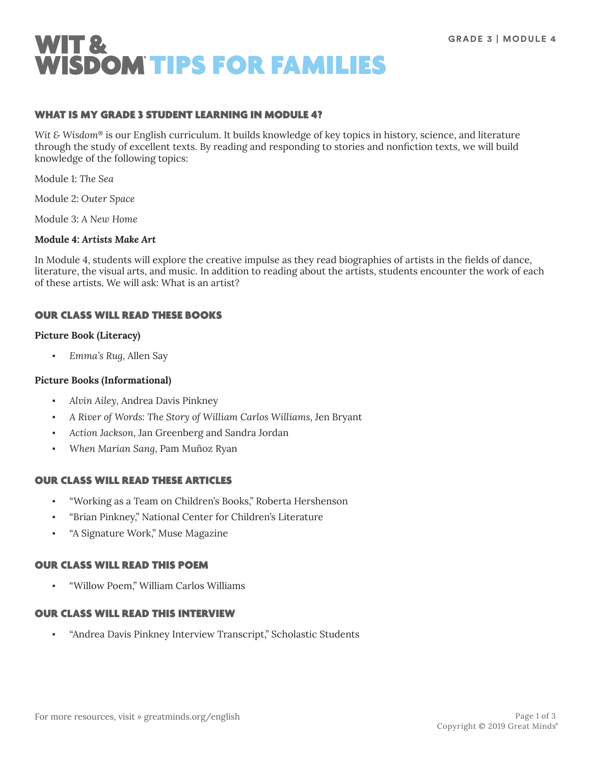# WIT & WISDOM® TIPS FOR FAMILIES

GRADE 3 | MODULE 4

## WHAT IS MY GRADE 3 STUDENT LEARNING IN MODULE 4?

*Wit & Wisdom®* is our English curriculum. It builds knowledge of key topics in history, science, and literature through the study of excellent texts. By reading and responding to stories and nonfiction texts, we will build knowledge of the following topics:

Module 1: *The Sea*

Module 2: *Outer Space*

Module 3: *A New Home*

**Module 4: *Artists Make Art***

In Module 4, students will explore the creative impulse as they read biographies of artists in the fields of dance, literature, the visual arts, and music. In addition to reading about the artists, students encounter the work of each of these artists. We will ask: What is an artist?

## OUR CLASS WILL READ THESE BOOKS

**Picture Book (Literacy)**

- *Emma's Rug*, Allen Say

**Picture Books (Informational)**

- *Alvin Ailey*, Andrea Davis Pinkney
- *A River of Words: The Story of William Carlos Williams*, Jen Bryant
- *Action Jackson*, Jan Greenberg and Sandra Jordan
- *When Marian Sang*, Pam Muñoz Ryan

## OUR CLASS WILL READ THESE ARTICLES

- "Working as a Team on Children's Books," Roberta Hershenson
- "Brian Pinkney," National Center for Children's Literature
- "A Signature Work," Muse Magazine

## OUR CLASS WILL READ THIS POEM

- "Willow Poem," William Carlos Williams

## OUR CLASS WILL READ THIS INTERVIEW

- "Andrea Davis Pinkney Interview Transcript," Scholastic Students

For more resources, visit » greatminds.org/english

Copyright © 2019 Great Minds®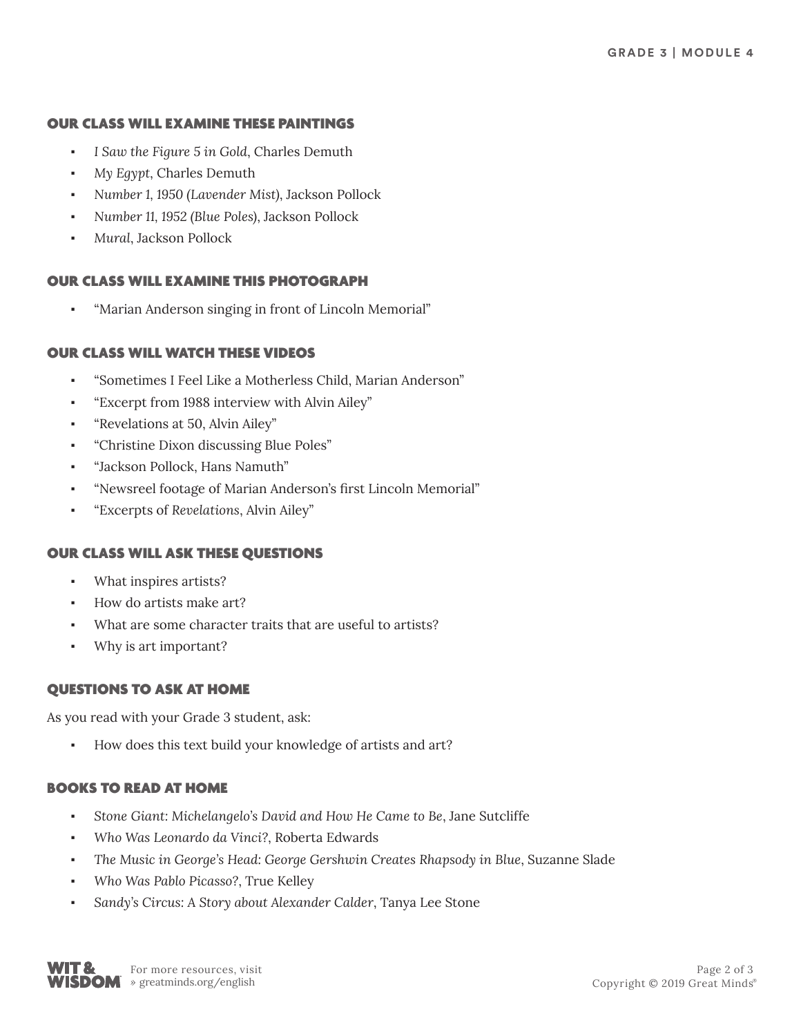## OUR CLASS WILL EXAMINE THESE PAINTINGS

- *I Saw the Figure 5 in Gold*, Charles Demuth
- *My Egypt*, Charles Demuth
- *Number 1, 1950 (Lavender Mist)*, Jackson Pollock
- *Number 11, 1952 (Blue Poles)*, Jackson Pollock
- *Mural*, Jackson Pollock

## OUR CLASS WILL EXAMINE THIS PHOTOGRAPH

- "Marian Anderson singing in front of Lincoln Memorial"

## OUR CLASS WILL WATCH THESE VIDEOS

- "Sometimes I Feel Like a Motherless Child, Marian Anderson"
- "Excerpt from 1988 interview with Alvin Ailey"
- "Revelations at 50, Alvin Ailey"
- "Christine Dixon discussing Blue Poles"
- "Jackson Pollock, Hans Namuth"
- "Newsreel footage of Marian Anderson's first Lincoln Memorial"
- "Excerpts of *Revelations*, Alvin Ailey"

## OUR CLASS WILL ASK THESE QUESTIONS

- What inspires artists?
- How do artists make art?
- What are some character traits that are useful to artists?
- Why is art important?

## QUESTIONS TO ASK AT HOME

As you read with your Grade 3 student, ask:

- How does this text build your knowledge of artists and art?

## BOOKS TO READ AT HOME

- *Stone Giant: Michelangelo's David and How He Came to Be*, Jane Sutcliffe
- *Who Was Leonardo da Vinci?*, Roberta Edwards
- *The Music in George's Head: George Gershwin Creates Rhapsody in Blue*, Suzanne Slade
- *Who Was Pablo Picasso?*, True Kelley
- *Sandy's Circus: A Story about Alexander Calder*, Tanya Lee Stone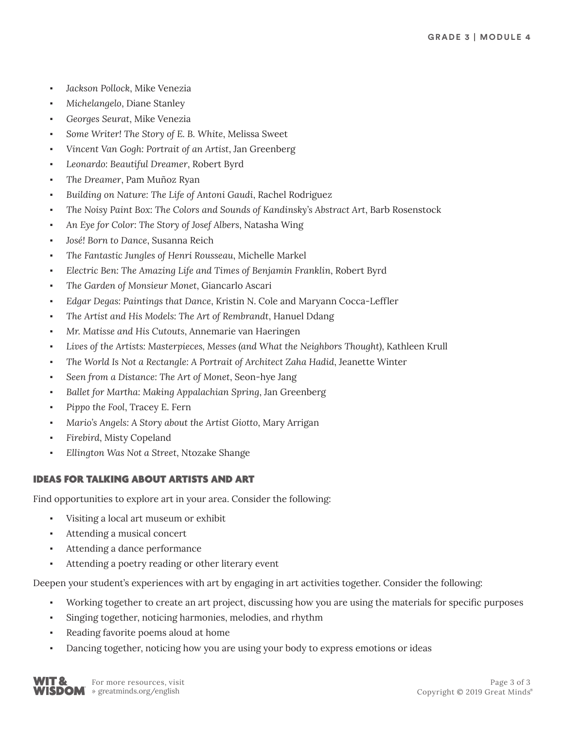- *Jackson Pollock*, Mike Venezia
- *Michelangelo*, Diane Stanley
- *Georges Seurat*, Mike Venezia
- *Some Writer! The Story of E. B. White*, Melissa Sweet
- *Vincent Van Gogh: Portrait of an Artist*, Jan Greenberg
- *Leonardo: Beautiful Dreamer*, Robert Byrd
- *The Dreamer*, Pam Muñoz Ryan
- *Building on Nature: The Life of Antoni Gaudi*, Rachel Rodriguez
- *The Noisy Paint Box: The Colors and Sounds of Kandinsky's Abstract Art*, Barb Rosenstock
- *An Eye for Color: The Story of Josef Albers*, Natasha Wing
- *José! Born to Dance*, Susanna Reich
- *The Fantastic Jungles of Henri Rousseau*, Michelle Markel
- *Electric Ben: The Amazing Life and Times of Benjamin Franklin*, Robert Byrd
- *The Garden of Monsieur Monet*, Giancarlo Ascari
- *Edgar Degas: Paintings that Dance*, Kristin N. Cole and Maryann Cocca-Leffler
- *The Artist and His Models: The Art of Rembrandt*, Hanuel Ddang
- *Mr. Matisse and His Cutouts*, Annemarie van Haeringen
- *Lives of the Artists: Masterpieces, Messes (and What the Neighbors Thought)*, Kathleen Krull
- *The World Is Not a Rectangle: A Portrait of Architect Zaha Hadid*, Jeanette Winter
- *Seen from a Distance: The Art of Monet*, Seon-hye Jang
- *Ballet for Martha: Making Appalachian Spring*, Jan Greenberg
- *Pippo the Fool*, Tracey E. Fern
- *Mario's Angels: A Story about the Artist Giotto*, Mary Arrigan
- *Firebird*, Misty Copeland
- *Ellington Was Not a Street*, Ntozake Shange

## IDEAS FOR TALKING ABOUT ARTISTS AND ART

Find opportunities to explore art in your area. Consider the following:

- Visiting a local art museum or exhibit
- Attending a musical concert
- Attending a dance performance
- Attending a poetry reading or other literary event

Deepen your student's experiences with art by engaging in art activities together. Consider the following:

- Working together to create an art project, discussing how you are using the materials for specific purposes
- Singing together, noticing harmonies, melodies, and rhythm
- Reading favorite poems aloud at home
- Dancing together, noticing how you are using your body to express emotions or ideas